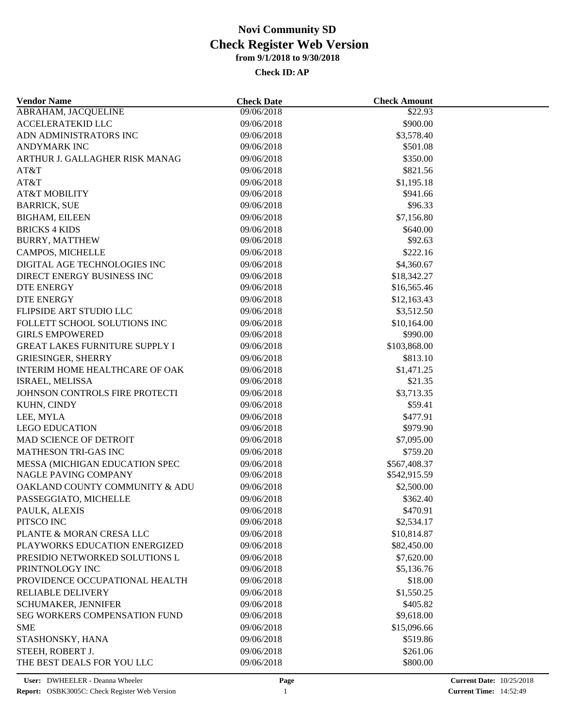# Novi Community SD

## Check Register Web Version

**from 9/1/2018 to 9/30/2018**

**Check ID: AP**

| Vendor Name | Check Date | Check Amount |
|---|---|---|
| ABRAHAM, JACQUELINE | 09/06/2018 | \$22.93 |
| ACCELERATEKID LLC | 09/06/2018 | \$900.00 |
| ADN ADMINISTRATORS INC | 09/06/2018 | \$3,578.40 |
| ANDYMARK INC | 09/06/2018 | \$501.08 |
| ARTHUR J. GALLAGHER RISK MANAG | 09/06/2018 | \$350.00 |
| AT&T | 09/06/2018 | \$821.56 |
| AT&T | 09/06/2018 | \$1,195.18 |
| AT&T MOBILITY | 09/06/2018 | \$941.66 |
| BARRICK, SUE | 09/06/2018 | \$96.33 |
| BIGHAM, EILEEN | 09/06/2018 | \$7,156.80 |
| BRICKS 4 KIDS | 09/06/2018 | \$640.00 |
| BURRY, MATTHEW | 09/06/2018 | \$92.63 |
| CAMPOS, MICHELLE | 09/06/2018 | \$222.16 |
| DIGITAL AGE TECHNOLOGIES INC | 09/06/2018 | \$4,360.67 |
| DIRECT ENERGY BUSINESS INC | 09/06/2018 | \$18,342.27 |
| DTE ENERGY | 09/06/2018 | \$16,565.46 |
| DTE ENERGY | 09/06/2018 | \$12,163.43 |
| FLIPSIDE ART STUDIO LLC | 09/06/2018 | \$3,512.50 |
| FOLLETT SCHOOL SOLUTIONS INC | 09/06/2018 | \$10,164.00 |
| GIRLS EMPOWERED | 09/06/2018 | \$990.00 |
| GREAT LAKES FURNITURE SUPPLY I | 09/06/2018 | \$103,868.00 |
| GRIESINGER, SHERRY | 09/06/2018 | \$813.10 |
| INTERIM HOME HEALTHCARE OF OAK | 09/06/2018 | \$1,471.25 |
| ISRAEL, MELISSA | 09/06/2018 | \$21.35 |
| JOHNSON CONTROLS FIRE PROTECTI | 09/06/2018 | \$3,713.35 |
| KUHN, CINDY | 09/06/2018 | \$59.41 |
| LEE, MYLA | 09/06/2018 | \$477.91 |
| LEGO EDUCATION | 09/06/2018 | \$979.90 |
| MAD SCIENCE OF DETROIT | 09/06/2018 | \$7,095.00 |
| MATHESON TRI-GAS INC | 09/06/2018 | \$759.20 |
| MESSA (MICHIGAN EDUCATION SPEC | 09/06/2018 | \$567,408.37 |
| NAGLE PAVING COMPANY | 09/06/2018 | \$542,915.59 |
| OAKLAND COUNTY COMMUNITY & ADU | 09/06/2018 | \$2,500.00 |
| PASSEGGIATO, MICHELLE | 09/06/2018 | \$362.40 |
| PAULK, ALEXIS | 09/06/2018 | \$470.91 |
| PITSCO INC | 09/06/2018 | \$2,534.17 |
| PLANTE & MORAN CRESA LLC | 09/06/2018 | \$10,814.87 |
| PLAYWORKS EDUCATION ENERGIZED | 09/06/2018 | \$82,450.00 |
| PRESIDIO NETWORKED SOLUTIONS L | 09/06/2018 | \$7,620.00 |
| PRINTNOLOGY INC | 09/06/2018 | \$5,136.76 |
| PROVIDENCE OCCUPATIONAL HEALTH | 09/06/2018 | \$18.00 |
| RELIABLE DELIVERY | 09/06/2018 | \$1,550.25 |
| SCHUMAKER, JENNIFER | 09/06/2018 | \$405.82 |
| SEG WORKERS COMPENSATION FUND | 09/06/2018 | \$9,618.00 |
| SME | 09/06/2018 | \$15,096.66 |
| STASHONSKY, HANA | 09/06/2018 | \$519.86 |
| STEEH, ROBERT J. | 09/06/2018 | \$261.06 |
| THE BEST DEALS FOR YOU LLC | 09/06/2018 | \$800.00 |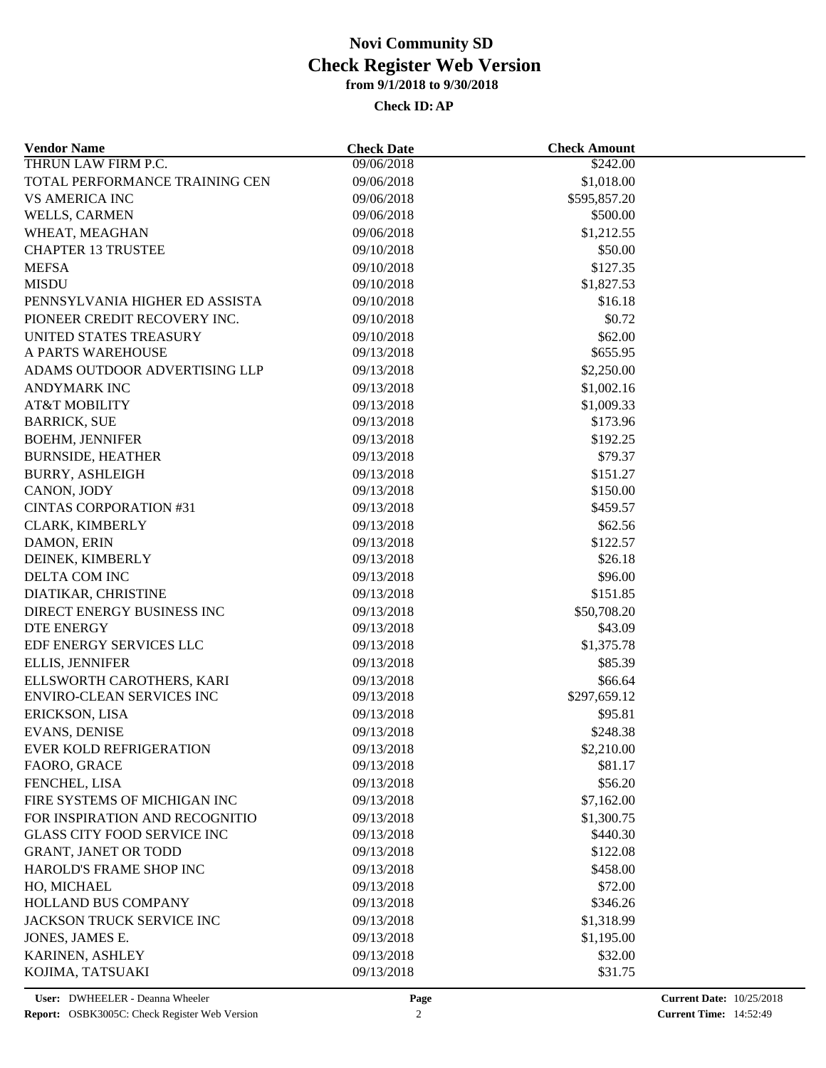# Novi Community SD

## Check Register Web Version

### from 9/1/2018 to 9/30/2018

**Check ID: AP**

| Vendor Name | Check Date | Check Amount |
|---|---|---|
| THRUN LAW FIRM P.C. | 09/06/2018 | $242.00 |
| TOTAL PERFORMANCE TRAINING CEN | 09/06/2018 | $1,018.00 |
| VS AMERICA INC | 09/06/2018 | $595,857.20 |
| WELLS, CARMEN | 09/06/2018 | $500.00 |
| WHEAT, MEAGHAN | 09/06/2018 | $1,212.55 |
| CHAPTER 13 TRUSTEE | 09/10/2018 | $50.00 |
| MEFSA | 09/10/2018 | $127.35 |
| MISDU | 09/10/2018 | $1,827.53 |
| PENNSYLVANIA HIGHER ED ASSISTA | 09/10/2018 | $16.18 |
| PIONEER CREDIT RECOVERY INC. | 09/10/2018 | $0.72 |
| UNITED STATES TREASURY | 09/10/2018 | $62.00 |
| A PARTS WAREHOUSE | 09/13/2018 | $655.95 |
| ADAMS OUTDOOR ADVERTISING LLP | 09/13/2018 | $2,250.00 |
| ANDYMARK INC | 09/13/2018 | $1,002.16 |
| AT&T MOBILITY | 09/13/2018 | $1,009.33 |
| BARRICK, SUE | 09/13/2018 | $173.96 |
| BOEHM, JENNIFER | 09/13/2018 | $192.25 |
| BURNSIDE, HEATHER | 09/13/2018 | $79.37 |
| BURRY, ASHLEIGH | 09/13/2018 | $151.27 |
| CANON, JODY | 09/13/2018 | $150.00 |
| CINTAS CORPORATION #31 | 09/13/2018 | $459.57 |
| CLARK, KIMBERLY | 09/13/2018 | $62.56 |
| DAMON, ERIN | 09/13/2018 | $122.57 |
| DEINEK, KIMBERLY | 09/13/2018 | $26.18 |
| DELTA COM INC | 09/13/2018 | $96.00 |
| DIATIKAR, CHRISTINE | 09/13/2018 | $151.85 |
| DIRECT ENERGY BUSINESS INC | 09/13/2018 | $50,708.20 |
| DTE ENERGY | 09/13/2018 | $43.09 |
| EDF ENERGY SERVICES LLC | 09/13/2018 | $1,375.78 |
| ELLIS, JENNIFER | 09/13/2018 | $85.39 |
| ELLSWORTH CAROTHERS, KARI | 09/13/2018 | $66.64 |
| ENVIRO-CLEAN SERVICES INC | 09/13/2018 | $297,659.12 |
| ERICKSON, LISA | 09/13/2018 | $95.81 |
| EVANS, DENISE | 09/13/2018 | $248.38 |
| EVER KOLD REFRIGERATION | 09/13/2018 | $2,210.00 |
| FAORO, GRACE | 09/13/2018 | $81.17 |
| FENCHEL, LISA | 09/13/2018 | $56.20 |
| FIRE SYSTEMS OF MICHIGAN INC | 09/13/2018 | $7,162.00 |
| FOR INSPIRATION AND RECOGNITIO | 09/13/2018 | $1,300.75 |
| GLASS CITY FOOD SERVICE INC | 09/13/2018 | $440.30 |
| GRANT, JANET OR TODD | 09/13/2018 | $122.08 |
| HAROLD'S FRAME SHOP INC | 09/13/2018 | $458.00 |
| HO, MICHAEL | 09/13/2018 | $72.00 |
| HOLLAND BUS COMPANY | 09/13/2018 | $346.26 |
| JACKSON TRUCK SERVICE INC | 09/13/2018 | $1,318.99 |
| JONES, JAMES E. | 09/13/2018 | $1,195.00 |
| KARINEN, ASHLEY | 09/13/2018 | $32.00 |
| KOJIMA, TATSUAKI | 09/13/2018 | $31.75 |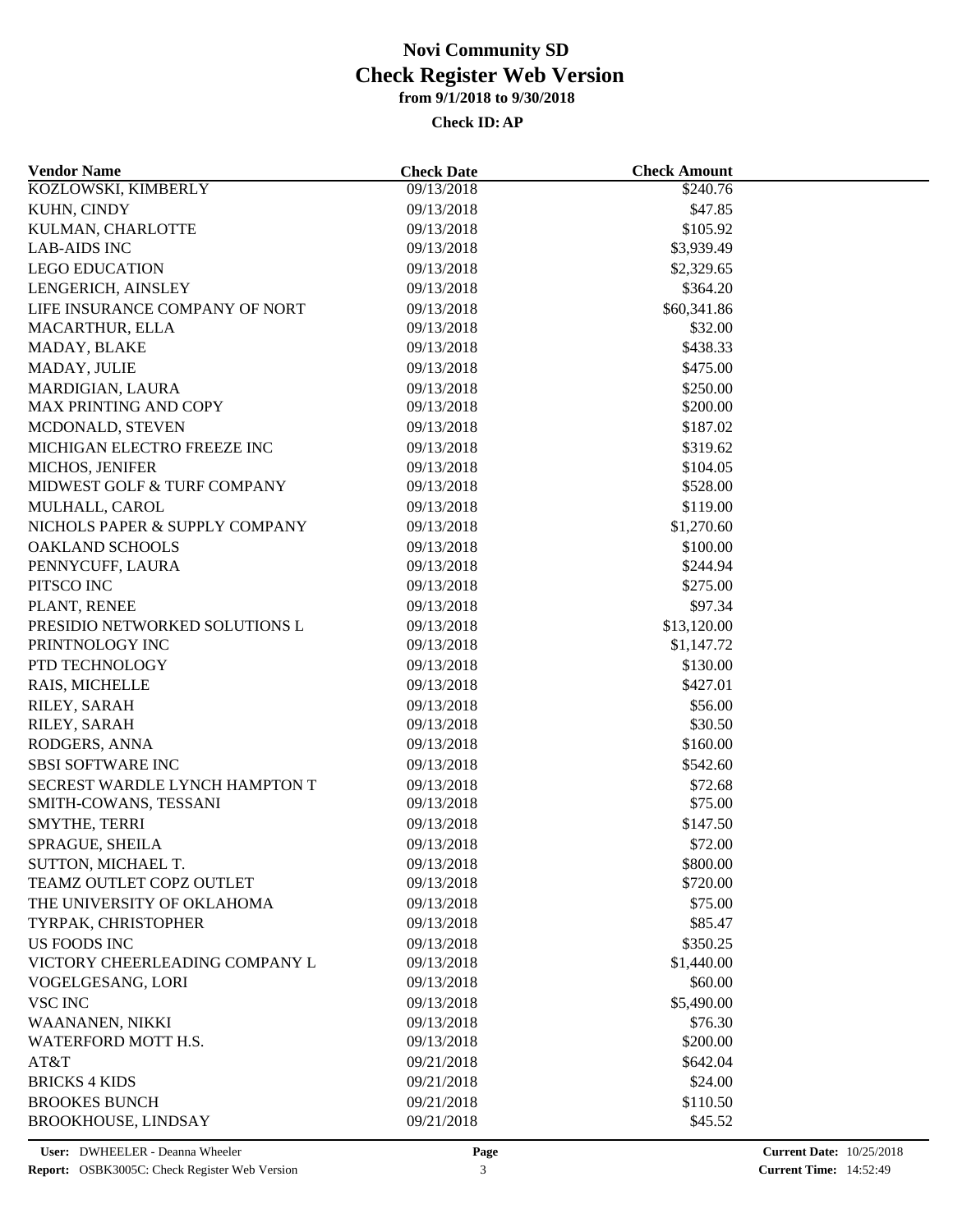# Novi Community SD
## Check Register Web Version
### from 9/1/2018 to 9/30/2018

**Check ID: AP**

| Vendor Name | Check Date | Check Amount |
|---|---|---|
| KOZLOWSKI, KIMBERLY | 09/13/2018 | $240.76 |
| KUHN, CINDY | 09/13/2018 | $47.85 |
| KULMAN, CHARLOTTE | 09/13/2018 | $105.92 |
| LAB-AIDS INC | 09/13/2018 | $3,939.49 |
| LEGO EDUCATION | 09/13/2018 | $2,329.65 |
| LENGERICH, AINSLEY | 09/13/2018 | $364.20 |
| LIFE INSURANCE COMPANY OF NORT | 09/13/2018 | $60,341.86 |
| MACARTHUR, ELLA | 09/13/2018 | $32.00 |
| MADAY, BLAKE | 09/13/2018 | $438.33 |
| MADAY, JULIE | 09/13/2018 | $475.00 |
| MARDIGIAN, LAURA | 09/13/2018 | $250.00 |
| MAX PRINTING AND COPY | 09/13/2018 | $200.00 |
| MCDONALD, STEVEN | 09/13/2018 | $187.02 |
| MICHIGAN ELECTRO FREEZE INC | 09/13/2018 | $319.62 |
| MICHOS, JENIFER | 09/13/2018 | $104.05 |
| MIDWEST GOLF & TURF COMPANY | 09/13/2018 | $528.00 |
| MULHALL, CAROL | 09/13/2018 | $119.00 |
| NICHOLS PAPER & SUPPLY COMPANY | 09/13/2018 | $1,270.60 |
| OAKLAND SCHOOLS | 09/13/2018 | $100.00 |
| PENNYCUFF, LAURA | 09/13/2018 | $244.94 |
| PITSCO INC | 09/13/2018 | $275.00 |
| PLANT, RENEE | 09/13/2018 | $97.34 |
| PRESIDIO NETWORKED SOLUTIONS L | 09/13/2018 | $13,120.00 |
| PRINTNOLOGY INC | 09/13/2018 | $1,147.72 |
| PTD TECHNOLOGY | 09/13/2018 | $130.00 |
| RAIS, MICHELLE | 09/13/2018 | $427.01 |
| RILEY, SARAH | 09/13/2018 | $56.00 |
| RILEY, SARAH | 09/13/2018 | $30.50 |
| RODGERS, ANNA | 09/13/2018 | $160.00 |
| SBSI SOFTWARE INC | 09/13/2018 | $542.60 |
| SECREST WARDLE LYNCH HAMPTON T | 09/13/2018 | $72.68 |
| SMITH-COWANS, TESSANI | 09/13/2018 | $75.00 |
| SMYTHE, TERRI | 09/13/2018 | $147.50 |
| SPRAGUE, SHEILA | 09/13/2018 | $72.00 |
| SUTTON, MICHAEL T. | 09/13/2018 | $800.00 |
| TEAMZ OUTLET COPZ OUTLET | 09/13/2018 | $720.00 |
| THE UNIVERSITY OF OKLAHOMA | 09/13/2018 | $75.00 |
| TYRPAK, CHRISTOPHER | 09/13/2018 | $85.47 |
| US FOODS INC | 09/13/2018 | $350.25 |
| VICTORY CHEERLEADING COMPANY L | 09/13/2018 | $1,440.00 |
| VOGELGESANG, LORI | 09/13/2018 | $60.00 |
| VSC INC | 09/13/2018 | $5,490.00 |
| WAANANEN, NIKKI | 09/13/2018 | $76.30 |
| WATERFORD MOTT H.S. | 09/13/2018 | $200.00 |
| AT&T | 09/21/2018 | $642.04 |
| BRICKS 4 KIDS | 09/21/2018 | $24.00 |
| BROOKES BUNCH | 09/21/2018 | $110.50 |
| BROOKHOUSE, LINDSAY | 09/21/2018 | $45.52 |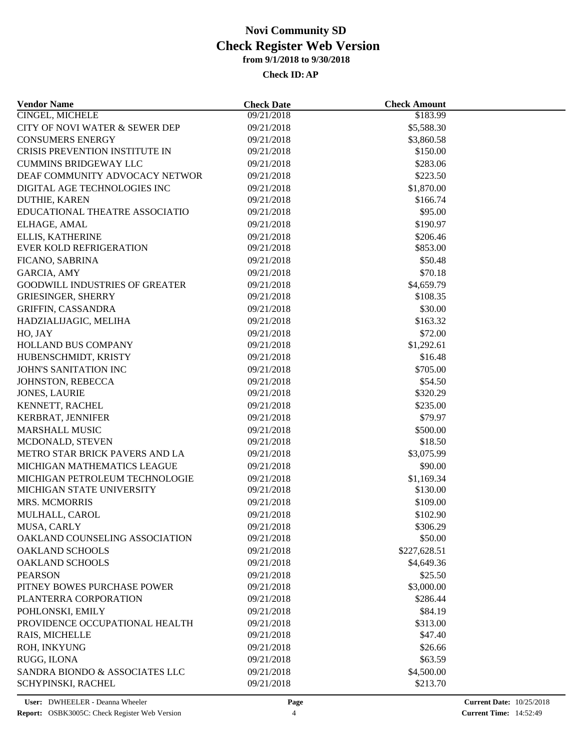# Novi Community SD
## Check Register Web Version
### from 9/1/2018 to 9/30/2018
**Check ID: AP**

| Vendor Name | Check Date | Check Amount |
|---|---|---|
| CINGEL, MICHELE | 09/21/2018 | $183.99 |
| CITY OF NOVI WATER & SEWER DEP | 09/21/2018 | $5,588.30 |
| CONSUMERS ENERGY | 09/21/2018 | $3,860.58 |
| CRISIS PREVENTION INSTITUTE IN | 09/21/2018 | $150.00 |
| CUMMINS BRIDGEWAY LLC | 09/21/2018 | $283.06 |
| DEAF COMMUNITY ADVOCACY NETWOR | 09/21/2018 | $223.50 |
| DIGITAL AGE TECHNOLOGIES INC | 09/21/2018 | $1,870.00 |
| DUTHIE, KAREN | 09/21/2018 | $166.74 |
| EDUCATIONAL THEATRE ASSOCIATIO | 09/21/2018 | $95.00 |
| ELHAGE, AMAL | 09/21/2018 | $190.97 |
| ELLIS, KATHERINE | 09/21/2018 | $206.46 |
| EVER KOLD REFRIGERATION | 09/21/2018 | $853.00 |
| FICANO, SABRINA | 09/21/2018 | $50.48 |
| GARCIA, AMY | 09/21/2018 | $70.18 |
| GOODWILL INDUSTRIES OF GREATER | 09/21/2018 | $4,659.79 |
| GRIESINGER, SHERRY | 09/21/2018 | $108.35 |
| GRIFFIN, CASSANDRA | 09/21/2018 | $30.00 |
| HADZIALIJAGIC, MELIHA | 09/21/2018 | $163.32 |
| HO, JAY | 09/21/2018 | $72.00 |
| HOLLAND BUS COMPANY | 09/21/2018 | $1,292.61 |
| HUBENSCHMIDT, KRISTY | 09/21/2018 | $16.48 |
| JOHN'S SANITATION INC | 09/21/2018 | $705.00 |
| JOHNSTON, REBECCA | 09/21/2018 | $54.50 |
| JONES, LAURIE | 09/21/2018 | $320.29 |
| KENNETT, RACHEL | 09/21/2018 | $235.00 |
| KERBRAT, JENNIFER | 09/21/2018 | $79.97 |
| MARSHALL MUSIC | 09/21/2018 | $500.00 |
| MCDONALD, STEVEN | 09/21/2018 | $18.50 |
| METRO STAR BRICK PAVERS AND LA | 09/21/2018 | $3,075.99 |
| MICHIGAN MATHEMATICS LEAGUE | 09/21/2018 | $90.00 |
| MICHIGAN PETROLEUM TECHNOLOGIE | 09/21/2018 | $1,169.34 |
| MICHIGAN STATE UNIVERSITY | 09/21/2018 | $130.00 |
| MRS. MCMORRIS | 09/21/2018 | $109.00 |
| MULHALL, CAROL | 09/21/2018 | $102.90 |
| MUSA, CARLY | 09/21/2018 | $306.29 |
| OAKLAND COUNSELING ASSOCIATION | 09/21/2018 | $50.00 |
| OAKLAND SCHOOLS | 09/21/2018 | $227,628.51 |
| OAKLAND SCHOOLS | 09/21/2018 | $4,649.36 |
| PEARSON | 09/21/2018 | $25.50 |
| PITNEY BOWES PURCHASE POWER | 09/21/2018 | $3,000.00 |
| PLANTERRA CORPORATION | 09/21/2018 | $286.44 |
| POHLONSKI, EMILY | 09/21/2018 | $84.19 |
| PROVIDENCE OCCUPATIONAL HEALTH | 09/21/2018 | $313.00 |
| RAIS, MICHELLE | 09/21/2018 | $47.40 |
| ROH, INKYUNG | 09/21/2018 | $26.66 |
| RUGG, ILONA | 09/21/2018 | $63.59 |
| SANDRA BIONDO & ASSOCIATES LLC | 09/21/2018 | $4,500.00 |
| SCHYPINSKI, RACHEL | 09/21/2018 | $213.70 |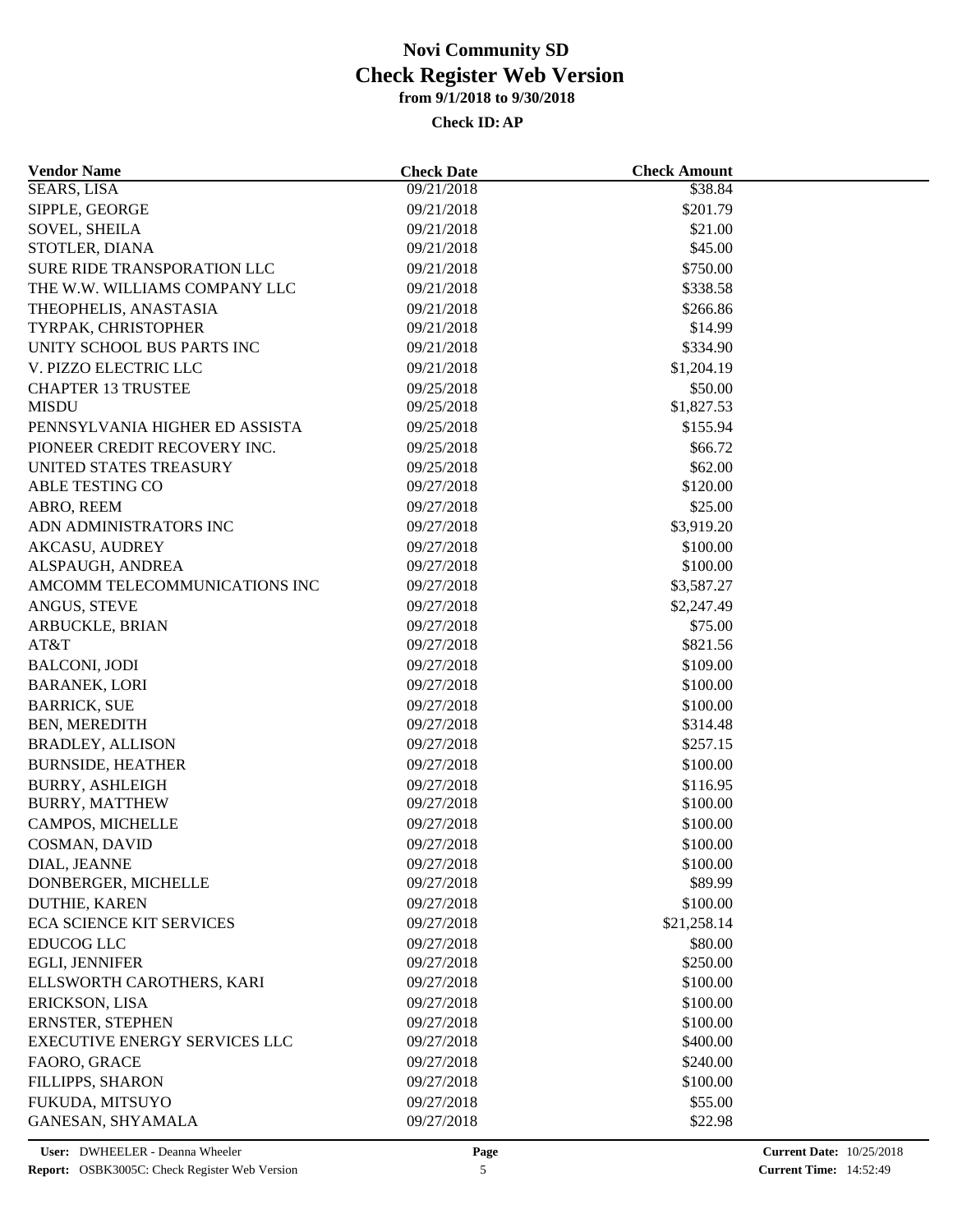# Novi Community SD
## Check Register Web Version
### from 9/1/2018 to 9/30/2018
**Check ID: AP**

| Vendor Name | Check Date | Check Amount |
|---|---|---|
| SEARS, LISA | 09/21/2018 | $38.84 |
| SIPPLE, GEORGE | 09/21/2018 | $201.79 |
| SOVEL, SHEILA | 09/21/2018 | $21.00 |
| STOTLER, DIANA | 09/21/2018 | $45.00 |
| SURE RIDE TRANSPORATION LLC | 09/21/2018 | $750.00 |
| THE W.W. WILLIAMS COMPANY LLC | 09/21/2018 | $338.58 |
| THEOPHELIS, ANASTASIA | 09/21/2018 | $266.86 |
| TYRPAK, CHRISTOPHER | 09/21/2018 | $14.99 |
| UNITY SCHOOL BUS PARTS INC | 09/21/2018 | $334.90 |
| V. PIZZO ELECTRIC LLC | 09/21/2018 | $1,204.19 |
| CHAPTER 13 TRUSTEE | 09/25/2018 | $50.00 |
| MISDU | 09/25/2018 | $1,827.53 |
| PENNSYLVANIA HIGHER ED ASSISTA | 09/25/2018 | $155.94 |
| PIONEER CREDIT RECOVERY INC. | 09/25/2018 | $66.72 |
| UNITED STATES TREASURY | 09/25/2018 | $62.00 |
| ABLE TESTING CO | 09/27/2018 | $120.00 |
| ABRO, REEM | 09/27/2018 | $25.00 |
| ADN ADMINISTRATORS INC | 09/27/2018 | $3,919.20 |
| AKCASU, AUDREY | 09/27/2018 | $100.00 |
| ALSPAUGH, ANDREA | 09/27/2018 | $100.00 |
| AMCOMM TELECOMMUNICATIONS INC | 09/27/2018 | $3,587.27 |
| ANGUS, STEVE | 09/27/2018 | $2,247.49 |
| ARBUCKLE, BRIAN | 09/27/2018 | $75.00 |
| AT&T | 09/27/2018 | $821.56 |
| BALCONI, JODI | 09/27/2018 | $109.00 |
| BARANEK, LORI | 09/27/2018 | $100.00 |
| BARRICK, SUE | 09/27/2018 | $100.00 |
| BEN, MEREDITH | 09/27/2018 | $314.48 |
| BRADLEY, ALLISON | 09/27/2018 | $257.15 |
| BURNSIDE, HEATHER | 09/27/2018 | $100.00 |
| BURRY, ASHLEIGH | 09/27/2018 | $116.95 |
| BURRY, MATTHEW | 09/27/2018 | $100.00 |
| CAMPOS, MICHELLE | 09/27/2018 | $100.00 |
| COSMAN, DAVID | 09/27/2018 | $100.00 |
| DIAL, JEANNE | 09/27/2018 | $100.00 |
| DONBERGER, MICHELLE | 09/27/2018 | $89.99 |
| DUTHIE, KAREN | 09/27/2018 | $100.00 |
| ECA SCIENCE KIT SERVICES | 09/27/2018 | $21,258.14 |
| EDUCOG LLC | 09/27/2018 | $80.00 |
| EGLI, JENNIFER | 09/27/2018 | $250.00 |
| ELLSWORTH CAROTHERS, KARI | 09/27/2018 | $100.00 |
| ERICKSON, LISA | 09/27/2018 | $100.00 |
| ERNSTER, STEPHEN | 09/27/2018 | $100.00 |
| EXECUTIVE ENERGY SERVICES LLC | 09/27/2018 | $400.00 |
| FAORO, GRACE | 09/27/2018 | $240.00 |
| FILLIPPS, SHARON | 09/27/2018 | $100.00 |
| FUKUDA, MITSUYO | 09/27/2018 | $55.00 |
| GANESAN, SHYAMALA | 09/27/2018 | $22.98 |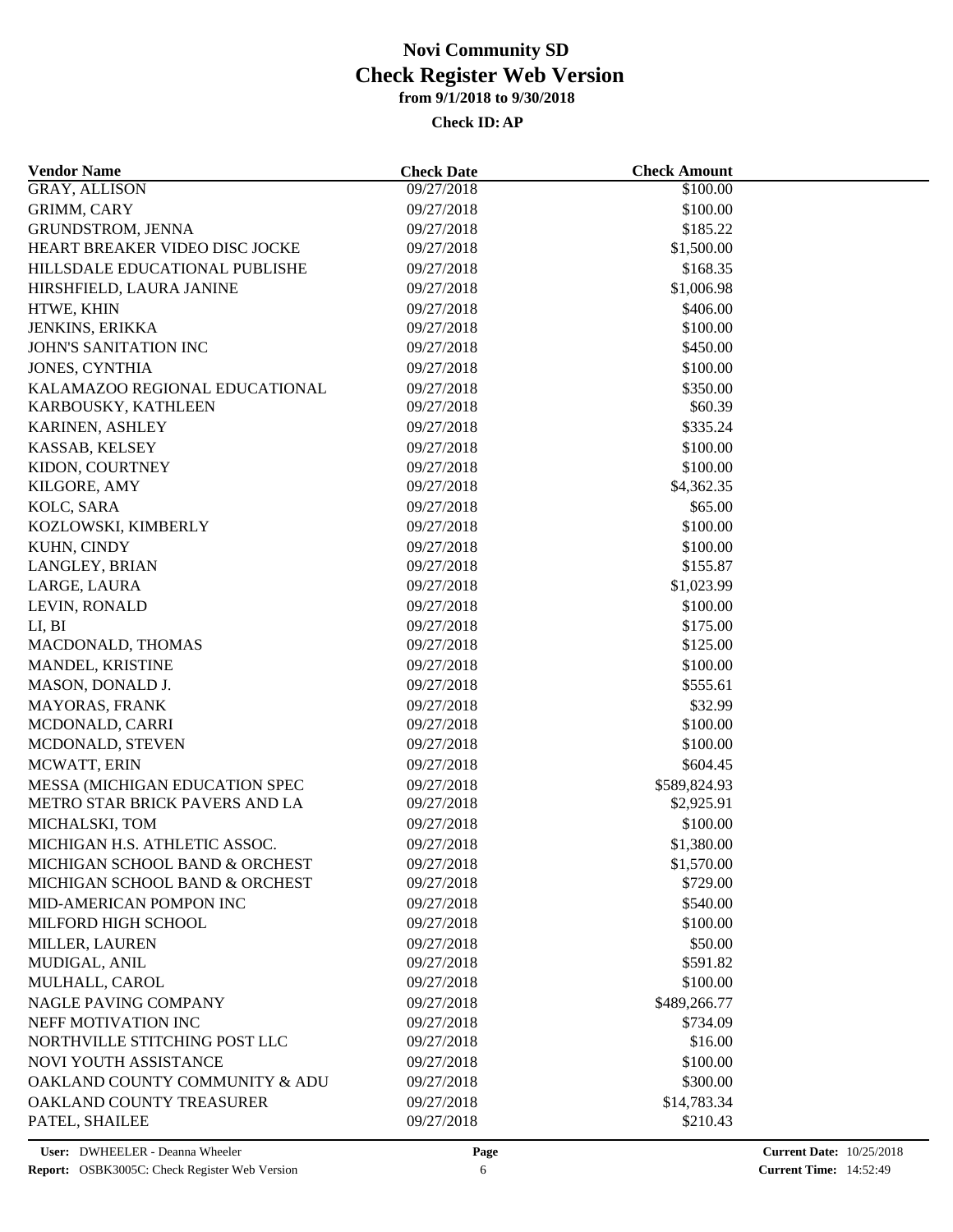# Novi Community SD

## Check Register Web Version

### from 9/1/2018 to 9/30/2018

**Check ID: AP**

| Vendor Name | Check Date | Check Amount |
|---|---|---|
| GRAY, ALLISON | 09/27/2018 | $100.00 |
| GRIMM, CARY | 09/27/2018 | $100.00 |
| GRUNDSTROM, JENNA | 09/27/2018 | $185.22 |
| HEART BREAKER VIDEO DISC JOCKE | 09/27/2018 | $1,500.00 |
| HILLSDALE EDUCATIONAL PUBLISHE | 09/27/2018 | $168.35 |
| HIRSHFIELD, LAURA JANINE | 09/27/2018 | $1,006.98 |
| HTWE, KHIN | 09/27/2018 | $406.00 |
| JENKINS, ERIKKA | 09/27/2018 | $100.00 |
| JOHN'S SANITATION INC | 09/27/2018 | $450.00 |
| JONES, CYNTHIA | 09/27/2018 | $100.00 |
| KALAMAZOO REGIONAL EDUCATIONAL | 09/27/2018 | $350.00 |
| KARBOUSKY, KATHLEEN | 09/27/2018 | $60.39 |
| KARINEN, ASHLEY | 09/27/2018 | $335.24 |
| KASSAB, KELSEY | 09/27/2018 | $100.00 |
| KIDON, COURTNEY | 09/27/2018 | $100.00 |
| KILGORE, AMY | 09/27/2018 | $4,362.35 |
| KOLC, SARA | 09/27/2018 | $65.00 |
| KOZLOWSKI, KIMBERLY | 09/27/2018 | $100.00 |
| KUHN, CINDY | 09/27/2018 | $100.00 |
| LANGLEY, BRIAN | 09/27/2018 | $155.87 |
| LARGE, LAURA | 09/27/2018 | $1,023.99 |
| LEVIN, RONALD | 09/27/2018 | $100.00 |
| LI, BI | 09/27/2018 | $175.00 |
| MACDONALD, THOMAS | 09/27/2018 | $125.00 |
| MANDEL, KRISTINE | 09/27/2018 | $100.00 |
| MASON, DONALD J. | 09/27/2018 | $555.61 |
| MAYORAS, FRANK | 09/27/2018 | $32.99 |
| MCDONALD, CARRI | 09/27/2018 | $100.00 |
| MCDONALD, STEVEN | 09/27/2018 | $100.00 |
| MCWATT, ERIN | 09/27/2018 | $604.45 |
| MESSA (MICHIGAN EDUCATION SPEC | 09/27/2018 | $589,824.93 |
| METRO STAR BRICK PAVERS AND LA | 09/27/2018 | $2,925.91 |
| MICHALSKI, TOM | 09/27/2018 | $100.00 |
| MICHIGAN H.S. ATHLETIC ASSOC. | 09/27/2018 | $1,380.00 |
| MICHIGAN SCHOOL BAND & ORCHEST | 09/27/2018 | $1,570.00 |
| MICHIGAN SCHOOL BAND & ORCHEST | 09/27/2018 | $729.00 |
| MID-AMERICAN POMPON INC | 09/27/2018 | $540.00 |
| MILFORD HIGH SCHOOL | 09/27/2018 | $100.00 |
| MILLER, LAUREN | 09/27/2018 | $50.00 |
| MUDIGAL, ANIL | 09/27/2018 | $591.82 |
| MULHALL, CAROL | 09/27/2018 | $100.00 |
| NAGLE PAVING COMPANY | 09/27/2018 | $489,266.77 |
| NEFF MOTIVATION INC | 09/27/2018 | $734.09 |
| NORTHVILLE STITCHING POST LLC | 09/27/2018 | $16.00 |
| NOVI YOUTH ASSISTANCE | 09/27/2018 | $100.00 |
| OAKLAND COUNTY COMMUNITY & ADU | 09/27/2018 | $300.00 |
| OAKLAND COUNTY TREASURER | 09/27/2018 | $14,783.34 |
| PATEL, SHAILEE | 09/27/2018 | $210.43 |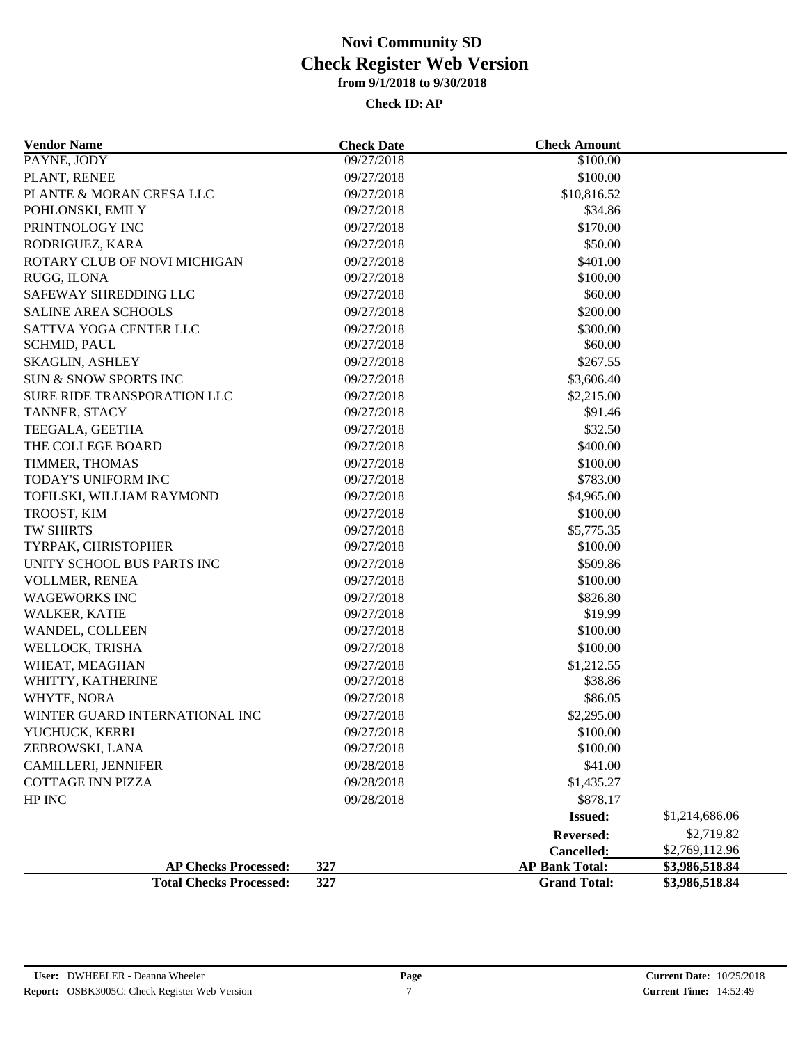# Novi Community SD
# Check Register Web Version
### from 9/1/2018 to 9/30/2018
**Check ID: AP**

| Vendor Name | Check Date | Check Amount | |
|---|---|---|---|
| PAYNE, JODY | 09/27/2018 | $100.00 | |
| PLANT, RENEE | 09/27/2018 | $100.00 | |
| PLANTE & MORAN CRESA LLC | 09/27/2018 | $10,816.52 | |
| POHLONSKI, EMILY | 09/27/2018 | $34.86 | |
| PRINTNOLOGY INC | 09/27/2018 | $170.00 | |
| RODRIGUEZ, KARA | 09/27/2018 | $50.00 | |
| ROTARY CLUB OF NOVI MICHIGAN | 09/27/2018 | $401.00 | |
| RUGG, ILONA | 09/27/2018 | $100.00 | |
| SAFEWAY SHREDDING LLC | 09/27/2018 | $60.00 | |
| SALINE AREA SCHOOLS | 09/27/2018 | $200.00 | |
| SATTVA YOGA CENTER LLC | 09/27/2018 | $300.00 | |
| SCHMID, PAUL | 09/27/2018 | $60.00 | |
| SKAGLIN, ASHLEY | 09/27/2018 | $267.55 | |
| SUN & SNOW SPORTS INC | 09/27/2018 | $3,606.40 | |
| SURE RIDE TRANSPORATION LLC | 09/27/2018 | $2,215.00 | |
| TANNER, STACY | 09/27/2018 | $91.46 | |
| TEEGALA, GEETHA | 09/27/2018 | $32.50 | |
| THE COLLEGE BOARD | 09/27/2018 | $400.00 | |
| TIMMER, THOMAS | 09/27/2018 | $100.00 | |
| TODAY'S UNIFORM INC | 09/27/2018 | $783.00 | |
| TOFILSKI, WILLIAM RAYMOND | 09/27/2018 | $4,965.00 | |
| TROOST, KIM | 09/27/2018 | $100.00 | |
| TW SHIRTS | 09/27/2018 | $5,775.35 | |
| TYRPAK, CHRISTOPHER | 09/27/2018 | $100.00 | |
| UNITY SCHOOL BUS PARTS INC | 09/27/2018 | $509.86 | |
| VOLLMER, RENEA | 09/27/2018 | $100.00 | |
| WAGEWORKS INC | 09/27/2018 | $826.80 | |
| WALKER, KATIE | 09/27/2018 | $19.99 | |
| WANDEL, COLLEEN | 09/27/2018 | $100.00 | |
| WELLOCK, TRISHA | 09/27/2018 | $100.00 | |
| WHEAT, MEAGHAN | 09/27/2018 | $1,212.55 | |
| WHITTY, KATHERINE | 09/27/2018 | $38.86 | |
| WHYTE, NORA | 09/27/2018 | $86.05 | |
| WINTER GUARD INTERNATIONAL INC | 09/27/2018 | $2,295.00 | |
| YUCHUCK, KERRI | 09/27/2018 | $100.00 | |
| ZEBROWSKI, LANA | 09/27/2018 | $100.00 | |
| CAMILLERI, JENNIFER | 09/28/2018 | $41.00 | |
| COTTAGE INN PIZZA | 09/28/2018 | $1,435.27 | |
| HP INC | 09/28/2018 | $878.17 | |
| | | **Issued:** | $1,214,686.06 |
| | | **Reversed:** | $2,719.82 |
| | | **Cancelled:** | $2,769,112.96 |
| **AP Checks Processed:** | **327** | **AP Bank Total:** | **$3,986,518.84** |
| **Total Checks Processed:** | **327** | **Grand Total:** | **$3,986,518.84** |

**User:** DWHEELER - Deanna Wheeler
**Report:** OSBK3005C: Check Register Web Version
**Current Date:** 10/25/2018
**Current Time:** 14:52:49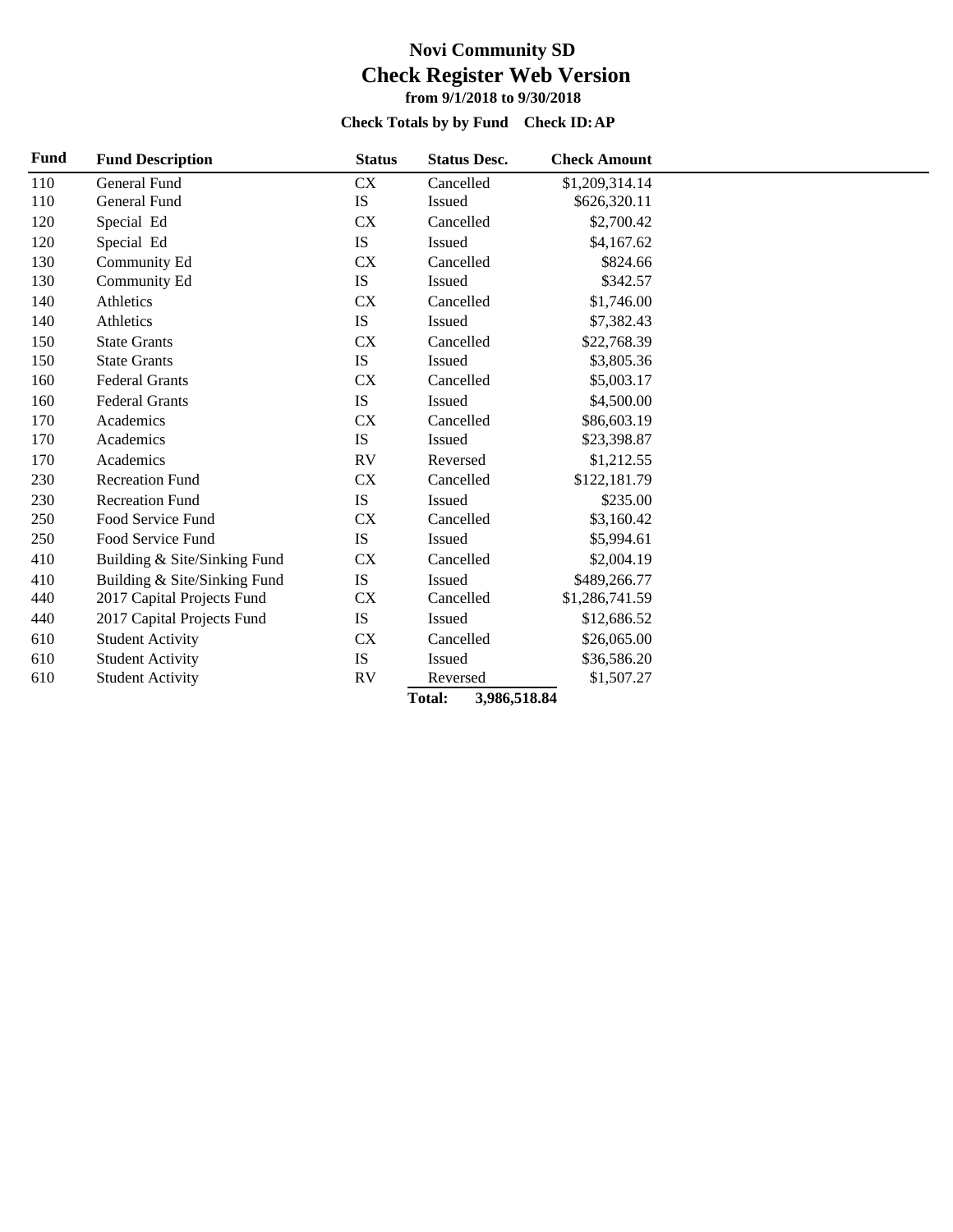# Novi Community SD

## Check Register Web Version

**from 9/1/2018 to 9/30/2018**

**Check Totals by by Fund    Check ID: AP**

| Fund | Fund Description | Status | Status Desc. | Check Amount |
|---|---|---|---|---|
| 110 | General Fund | CX | Cancelled | $1,209,314.14 |
| 110 | General Fund | IS | Issued | $626,320.11 |
| 120 | Special Ed | CX | Cancelled | $2,700.42 |
| 120 | Special Ed | IS | Issued | $4,167.62 |
| 130 | Community Ed | CX | Cancelled | $824.66 |
| 130 | Community Ed | IS | Issued | $342.57 |
| 140 | Athletics | CX | Cancelled | $1,746.00 |
| 140 | Athletics | IS | Issued | $7,382.43 |
| 150 | State Grants | CX | Cancelled | $22,768.39 |
| 150 | State Grants | IS | Issued | $3,805.36 |
| 160 | Federal Grants | CX | Cancelled | $5,003.17 |
| 160 | Federal Grants | IS | Issued | $4,500.00 |
| 170 | Academics | CX | Cancelled | $86,603.19 |
| 170 | Academics | IS | Issued | $23,398.87 |
| 170 | Academics | RV | Reversed | $1,212.55 |
| 230 | Recreation Fund | CX | Cancelled | $122,181.79 |
| 230 | Recreation Fund | IS | Issued | $235.00 |
| 250 | Food Service Fund | CX | Cancelled | $3,160.42 |
| 250 | Food Service Fund | IS | Issued | $5,994.61 |
| 410 | Building & Site/Sinking Fund | CX | Cancelled | $2,004.19 |
| 410 | Building & Site/Sinking Fund | IS | Issued | $489,266.77 |
| 440 | 2017 Capital Projects Fund | CX | Cancelled | $1,286,741.59 |
| 440 | 2017 Capital Projects Fund | IS | Issued | $12,686.52 |
| 610 | Student Activity | CX | Cancelled | $26,065.00 |
| 610 | Student Activity | IS | Issued | $36,586.20 |
| 610 | Student Activity | RV | Reversed | $1,507.27 |
| | | | **Total:** | **3,986,518.84** |